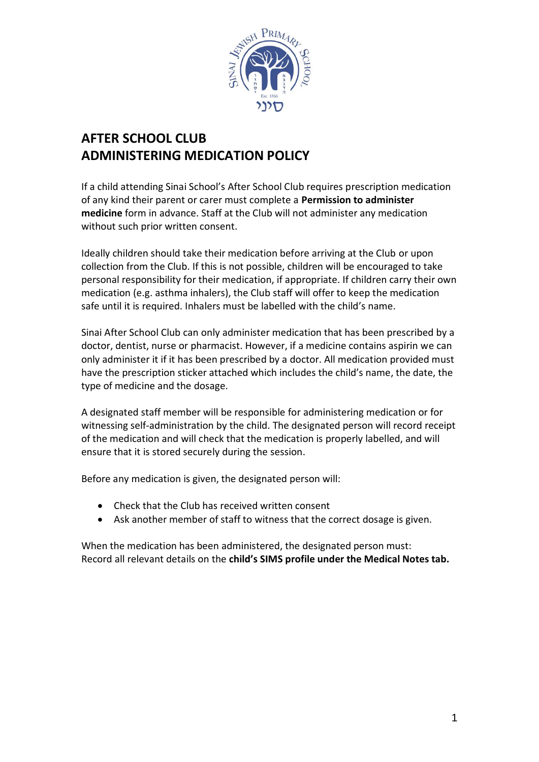# AFTER SCHOOL CLUB
# ADMINISTERING MEDICATION POLICY

If a child attending Sinai School's After School Club requires prescription medication of any kind their parent or carer must complete a **Permission to administer medicine** form in advance. Staff at the Club will not administer any medication without such prior written consent.

Ideally children should take their medication before arriving at the Club or upon collection from the Club. If this is not possible, children will be encouraged to take personal responsibility for their medication, if appropriate. If children carry their own medication (e.g. asthma inhalers), the Club staff will offer to keep the medication safe until it is required. Inhalers must be labelled with the child's name.

Sinai After School Club can only administer medication that has been prescribed by a doctor, dentist, nurse or pharmacist. However, if a medicine contains aspirin we can only administer it if it has been prescribed by a doctor. All medication provided must have the prescription sticker attached which includes the child's name, the date, the type of medicine and the dosage.

A designated staff member will be responsible for administering medication or for witnessing self-administration by the child. The designated person will record receipt of the medication and will check that the medication is properly labelled, and will ensure that it is stored securely during the session.

Before any medication is given, the designated person will:

- Check that the Club has received written consent
- Ask another member of staff to witness that the correct dosage is given.

When the medication has been administered, the designated person must:
Record all relevant details on the **child's SIMS profile under the Medical Notes tab.**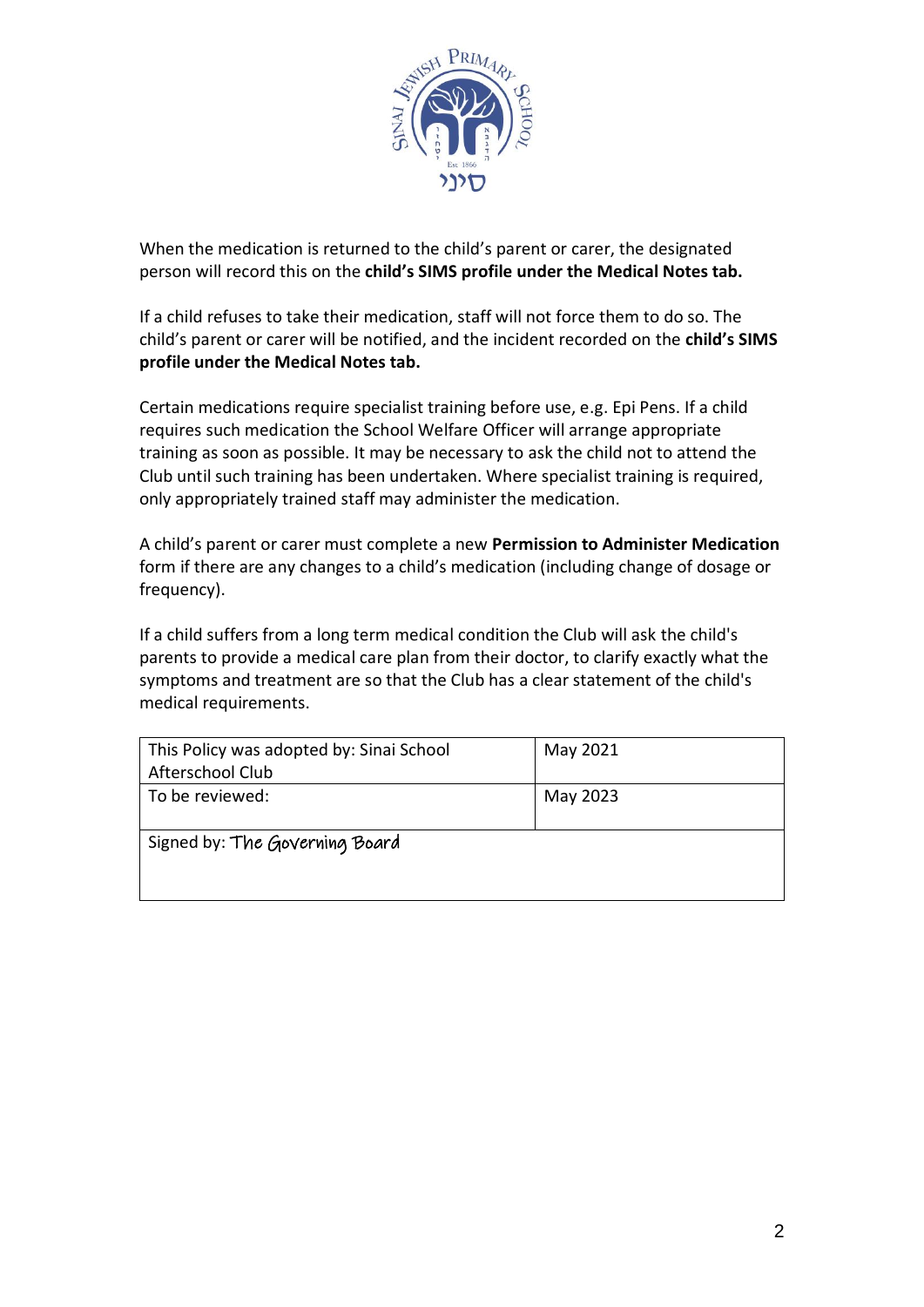When the medication is returned to the child's parent or carer, the designated person will record this on the **child's SIMS profile under the Medical Notes tab.**

If a child refuses to take their medication, staff will not force them to do so. The child's parent or carer will be notified, and the incident recorded on the **child's SIMS profile under the Medical Notes tab.**

Certain medications require specialist training before use, e.g. Epi Pens. If a child requires such medication the School Welfare Officer will arrange appropriate training as soon as possible. It may be necessary to ask the child not to attend the Club until such training has been undertaken. Where specialist training is required, only appropriately trained staff may administer the medication.

A child's parent or carer must complete a new **Permission to Administer Medication** form if there are any changes to a child's medication (including change of dosage or frequency).

If a child suffers from a long term medical condition the Club will ask the child's parents to provide a medical care plan from their doctor, to clarify exactly what the symptoms and treatment are so that the Club has a clear statement of the child's medical requirements.

| | |
|---|---|
| This Policy was adopted by: Sinai School Afterschool Club | May 2021 |
| To be reviewed: | May 2023 |
| Signed by: The Governing Board | |